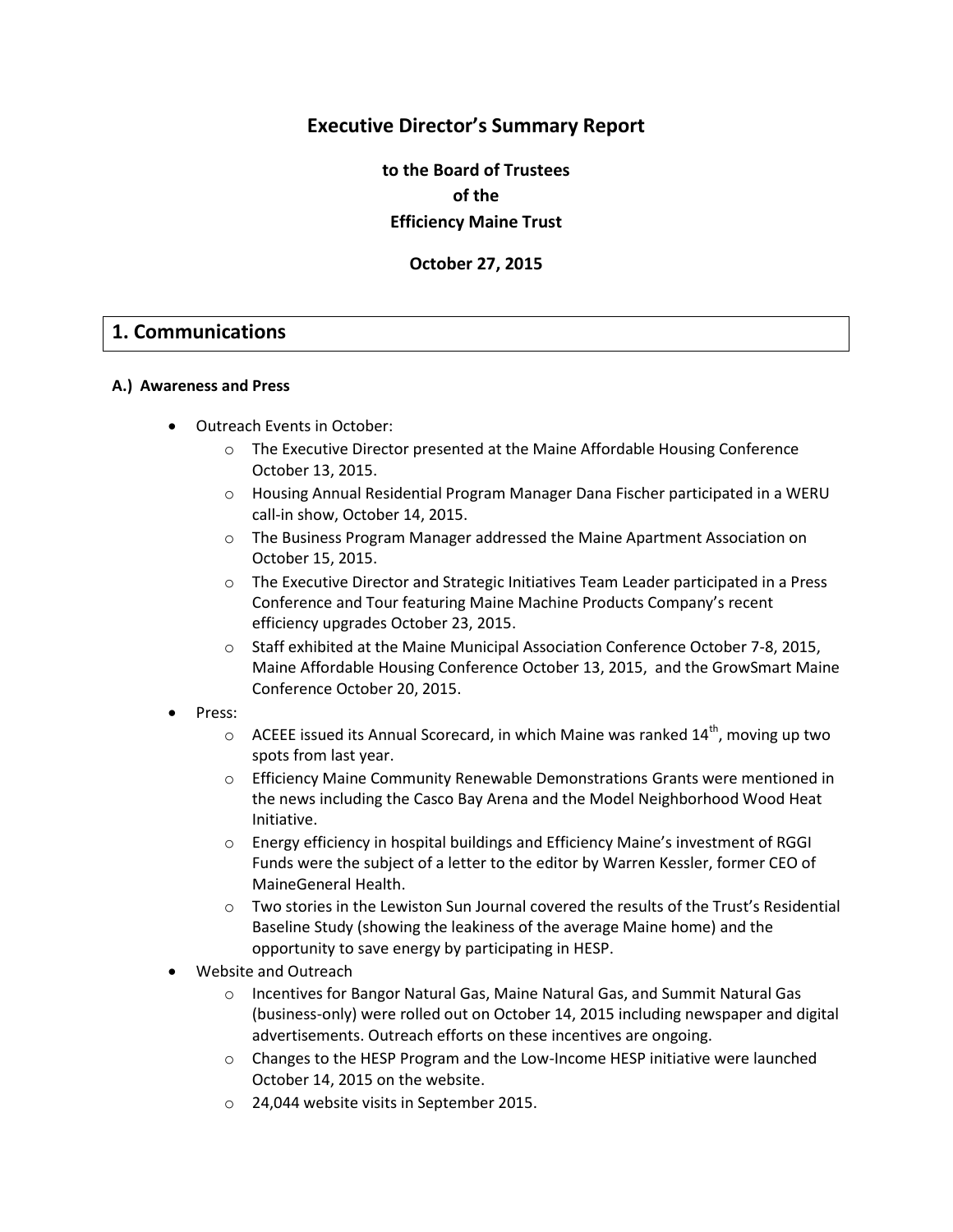# Executive Director's Summary Report

**to the Board of Trustees**
**of the**
**Efficiency Maine Trust**

**October 27, 2015**

## 1. Communications

### A.) Awareness and Press

- Outreach Events in October:
  - The Executive Director presented at the Maine Affordable Housing Conference October 13, 2015.
  - Housing Annual Residential Program Manager Dana Fischer participated in a WERU call-in show, October 14, 2015.
  - The Business Program Manager addressed the Maine Apartment Association on October 15, 2015.
  - The Executive Director and Strategic Initiatives Team Leader participated in a Press Conference and Tour featuring Maine Machine Products Company's recent efficiency upgrades October 23, 2015.
  - Staff exhibited at the Maine Municipal Association Conference October 7-8, 2015, Maine Affordable Housing Conference October 13, 2015, and the GrowSmart Maine Conference October 20, 2015.
- Press:
  - ACEEE issued its Annual Scorecard, in which Maine was ranked 14th, moving up two spots from last year.
  - Efficiency Maine Community Renewable Demonstrations Grants were mentioned in the news including the Casco Bay Arena and the Model Neighborhood Wood Heat Initiative.
  - Energy efficiency in hospital buildings and Efficiency Maine's investment of RGGI Funds were the subject of a letter to the editor by Warren Kessler, former CEO of MaineGeneral Health.
  - Two stories in the Lewiston Sun Journal covered the results of the Trust's Residential Baseline Study (showing the leakiness of the average Maine home) and the opportunity to save energy by participating in HESP.
- Website and Outreach
  - Incentives for Bangor Natural Gas, Maine Natural Gas, and Summit Natural Gas (business-only) were rolled out on October 14, 2015 including newspaper and digital advertisements. Outreach efforts on these incentives are ongoing.
  - Changes to the HESP Program and the Low-Income HESP initiative were launched October 14, 2015 on the website.
  - 24,044 website visits in September 2015.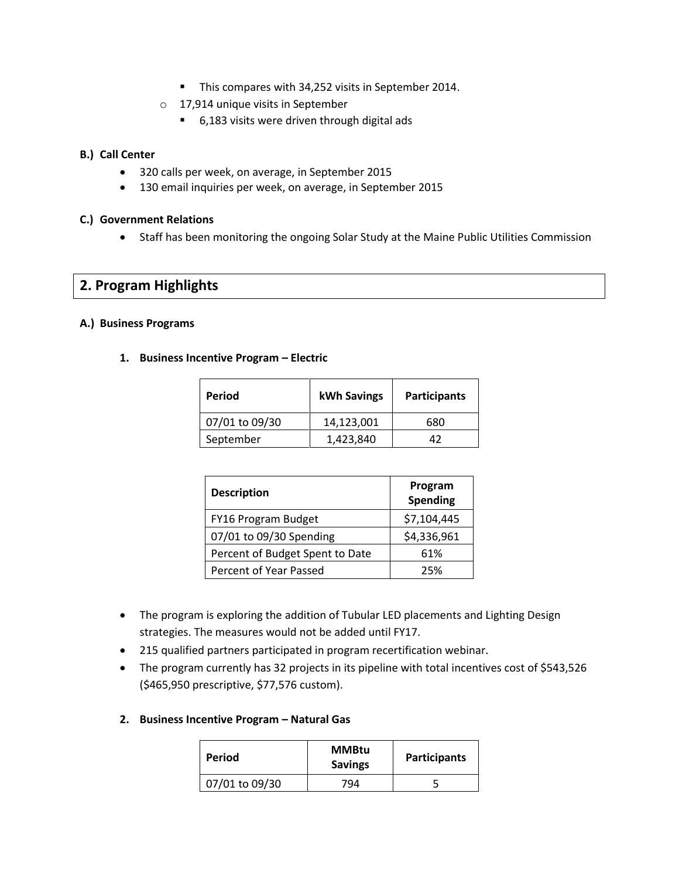- This compares with 34,252 visits in September 2014.
  - 17,914 unique visits in September
    - 6,183 visits were driven through digital ads

**B.) Call Center**

- 320 calls per week, on average, in September 2015
- 130 email inquiries per week, on average, in September 2015

**C.) Government Relations**

- Staff has been monitoring the ongoing Solar Study at the Maine Public Utilities Commission

## 2. Program Highlights

**A.) Business Programs**

**1. Business Incentive Program – Electric**

| Period | kWh Savings | Participants |
|---|---|---|
| 07/01 to 09/30 | 14,123,001 | 680 |
| September | 1,423,840 | 42 |

| Description | Program Spending |
|---|---|
| FY16 Program Budget | $7,104,445 |
| 07/01 to 09/30 Spending | $4,336,961 |
| Percent of Budget Spent to Date | 61% |
| Percent of Year Passed | 25% |

- The program is exploring the addition of Tubular LED placements and Lighting Design strategies. The measures would not be added until FY17.
- 215 qualified partners participated in program recertification webinar.
- The program currently has 32 projects in its pipeline with total incentives cost of $543,526 ($465,950 prescriptive, $77,576 custom).

**2. Business Incentive Program – Natural Gas**

| Period | MMBtu Savings | Participants |
|---|---|---|
| 07/01 to 09/30 | 794 | 5 |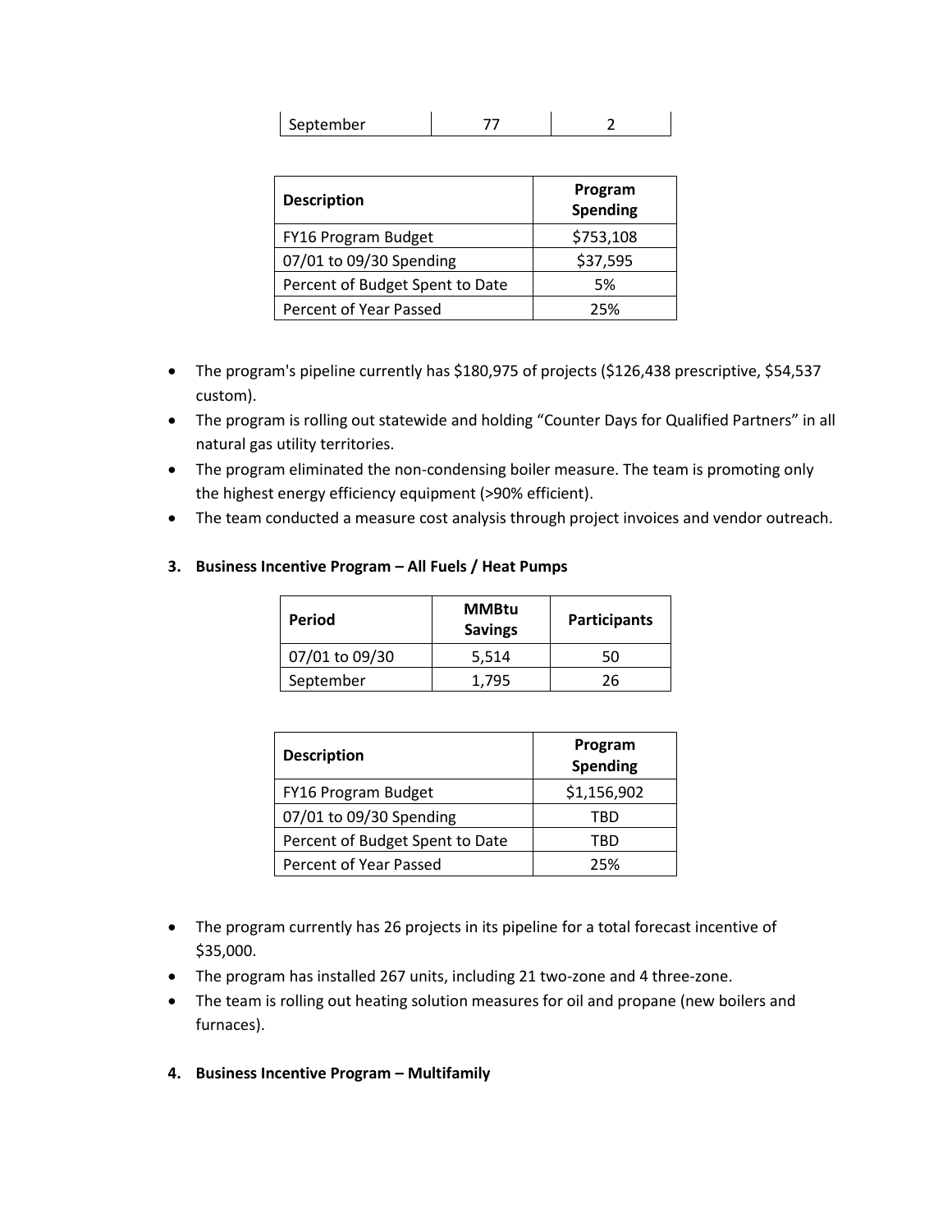| September | 77 | 2 |
|---|---|---|

| Description | Program Spending |
|---|---|
| FY16 Program Budget | $753,108 |
| 07/01 to 09/30 Spending | $37,595 |
| Percent of Budget Spent to Date | 5% |
| Percent of Year Passed | 25% |

- The program's pipeline currently has $180,975 of projects ($126,438 prescriptive, $54,537 custom).
- The program is rolling out statewide and holding "Counter Days for Qualified Partners" in all natural gas utility territories.
- The program eliminated the non-condensing boiler measure. The team is promoting only the highest energy efficiency equipment (>90% efficient).
- The team conducted a measure cost analysis through project invoices and vendor outreach.

**3. Business Incentive Program – All Fuels / Heat Pumps**

| Period | MMBtu Savings | Participants |
|---|---|---|
| 07/01 to 09/30 | 5,514 | 50 |
| September | 1,795 | 26 |

| Description | Program Spending |
|---|---|
| FY16 Program Budget | $1,156,902 |
| 07/01 to 09/30 Spending | TBD |
| Percent of Budget Spent to Date | TBD |
| Percent of Year Passed | 25% |

- The program currently has 26 projects in its pipeline for a total forecast incentive of $35,000.
- The program has installed 267 units, including 21 two-zone and 4 three-zone.
- The team is rolling out heating solution measures for oil and propane (new boilers and furnaces).

**4. Business Incentive Program – Multifamily**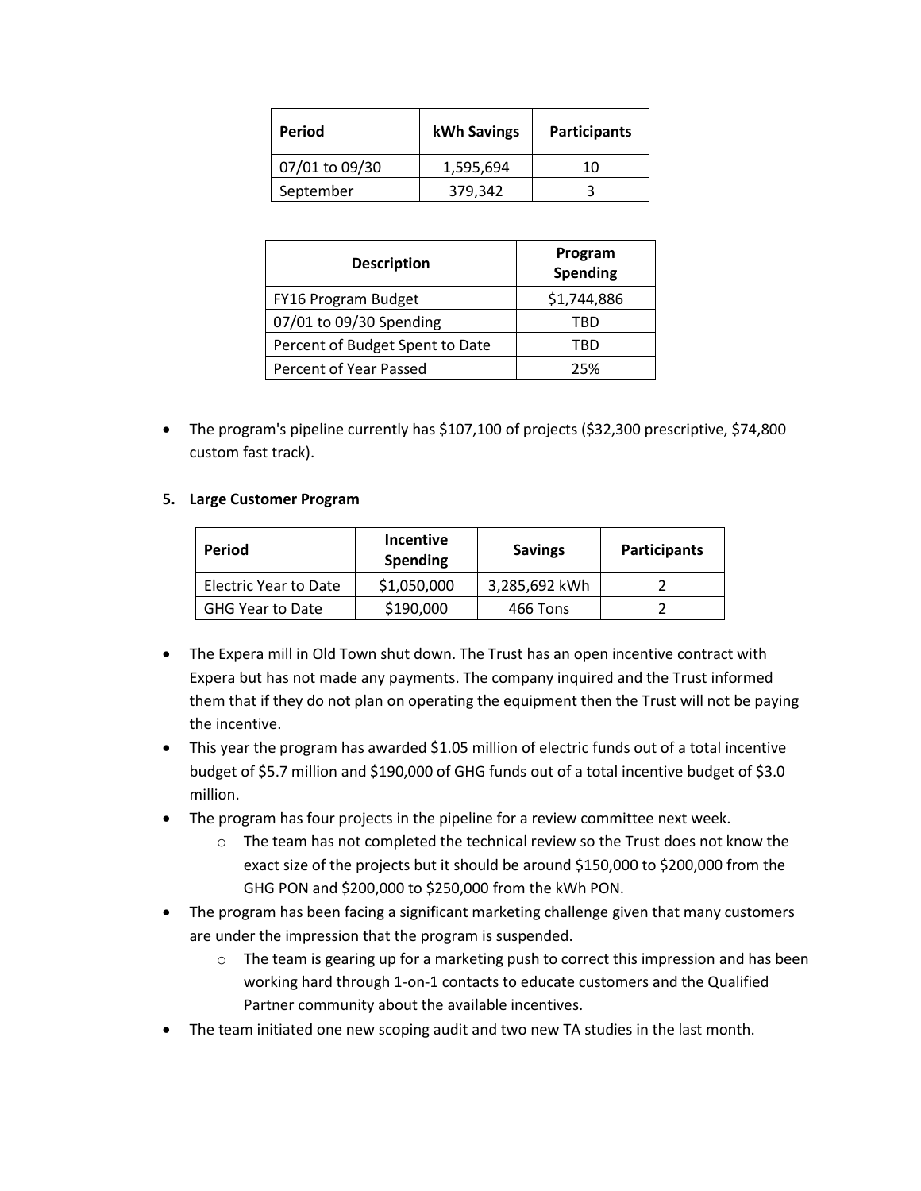| Period | kWh Savings | Participants |
| --- | --- | --- |
| 07/01 to 09/30 | 1,595,694 | 10 |
| September | 379,342 | 3 |

| Description | Program Spending |
| --- | --- |
| FY16 Program Budget | $1,744,886 |
| 07/01 to 09/30 Spending | TBD |
| Percent of Budget Spent to Date | TBD |
| Percent of Year Passed | 25% |

- The program's pipeline currently has $107,100 of projects ($32,300 prescriptive, $74,800 custom fast track).

**5. Large Customer Program**

| Period | Incentive Spending | Savings | Participants |
| --- | --- | --- | --- |
| Electric Year to Date | $1,050,000 | 3,285,692 kWh | 2 |
| GHG Year to Date | $190,000 | 466 Tons | 2 |

- The Expera mill in Old Town shut down. The Trust has an open incentive contract with Expera but has not made any payments. The company inquired and the Trust informed them that if they do not plan on operating the equipment then the Trust will not be paying the incentive.
- This year the program has awarded $1.05 million of electric funds out of a total incentive budget of $5.7 million and $190,000 of GHG funds out of a total incentive budget of $3.0 million.
- The program has four projects in the pipeline for a review committee next week.
  - The team has not completed the technical review so the Trust does not know the exact size of the projects but it should be around $150,000 to $200,000 from the GHG PON and $200,000 to $250,000 from the kWh PON.
- The program has been facing a significant marketing challenge given that many customers are under the impression that the program is suspended.
  - The team is gearing up for a marketing push to correct this impression and has been working hard through 1-on-1 contacts to educate customers and the Qualified Partner community about the available incentives.
- The team initiated one new scoping audit and two new TA studies in the last month.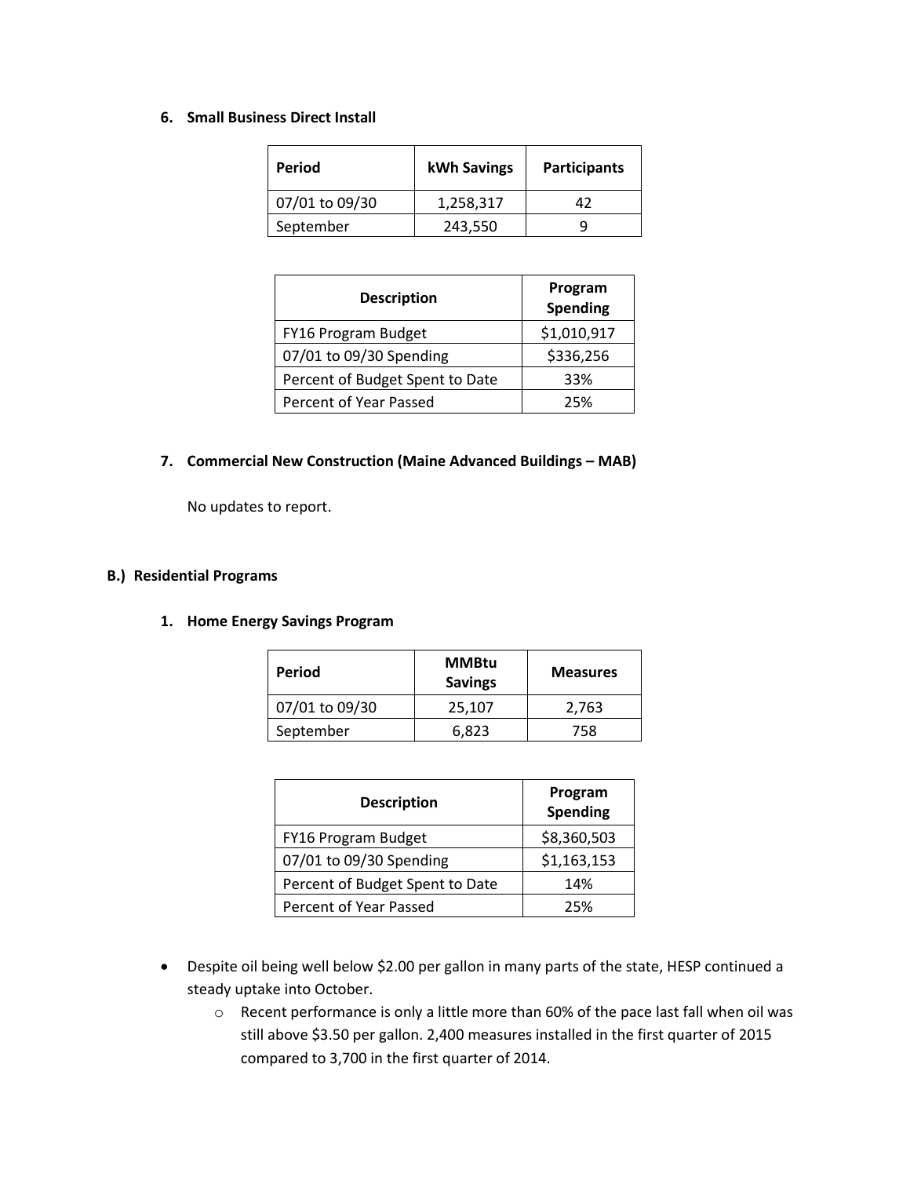### 6. Small Business Direct Install

| Period | kWh Savings | Participants |
|---|---|---|
| 07/01 to 09/30 | 1,258,317 | 42 |
| September | 243,550 | 9 |

| Description | Program Spending |
|---|---|
| FY16 Program Budget | $1,010,917 |
| 07/01 to 09/30 Spending | $336,256 |
| Percent of Budget Spent to Date | 33% |
| Percent of Year Passed | 25% |

### 7. Commercial New Construction (Maine Advanced Buildings – MAB)

No updates to report.

## B.) Residential Programs

### 1. Home Energy Savings Program

| Period | MMBtu Savings | Measures |
|---|---|---|
| 07/01 to 09/30 | 25,107 | 2,763 |
| September | 6,823 | 758 |

| Description | Program Spending |
|---|---|
| FY16 Program Budget | $8,360,503 |
| 07/01 to 09/30 Spending | $1,163,153 |
| Percent of Budget Spent to Date | 14% |
| Percent of Year Passed | 25% |

- Despite oil being well below $2.00 per gallon in many parts of the state, HESP continued a steady uptake into October.
    - Recent performance is only a little more than 60% of the pace last fall when oil was still above $3.50 per gallon. 2,400 measures installed in the first quarter of 2015 compared to 3,700 in the first quarter of 2014.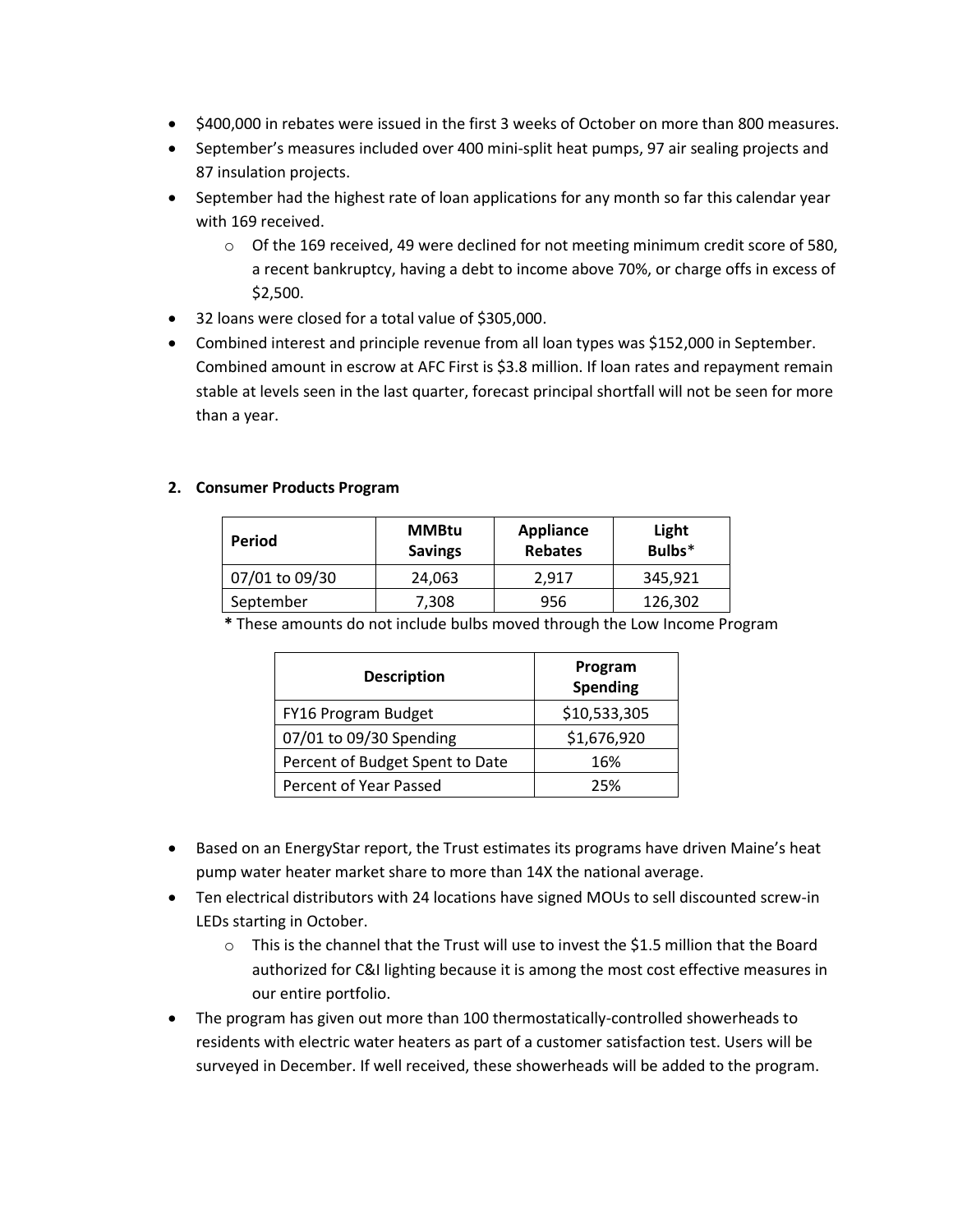- $400,000 in rebates were issued in the first 3 weeks of October on more than 800 measures.
- September's measures included over 400 mini-split heat pumps, 97 air sealing projects and 87 insulation projects.
- September had the highest rate of loan applications for any month so far this calendar year with 169 received.
  - Of the 169 received, 49 were declined for not meeting minimum credit score of 580, a recent bankruptcy, having a debt to income above 70%, or charge offs in excess of $2,500.
- 32 loans were closed for a total value of $305,000.
- Combined interest and principle revenue from all loan types was $152,000 in September. Combined amount in escrow at AFC First is $3.8 million. If loan rates and repayment remain stable at levels seen in the last quarter, forecast principal shortfall will not be seen for more than a year.

**2. Consumer Products Program**

| Period | MMBtu Savings | Appliance Rebates | Light Bulbs* |
|---|---|---|---|
| 07/01 to 09/30 | 24,063 | 2,917 | 345,921 |
| September | 7,308 | 956 | 126,302 |

**\*** These amounts do not include bulbs moved through the Low Income Program

| Description | Program Spending |
|---|---|
| FY16 Program Budget | $10,533,305 |
| 07/01 to 09/30 Spending | $1,676,920 |
| Percent of Budget Spent to Date | 16% |
| Percent of Year Passed | 25% |

- Based on an EnergyStar report, the Trust estimates its programs have driven Maine's heat pump water heater market share to more than 14X the national average.
- Ten electrical distributors with 24 locations have signed MOUs to sell discounted screw-in LEDs starting in October.
  - This is the channel that the Trust will use to invest the $1.5 million that the Board authorized for C&I lighting because it is among the most cost effective measures in our entire portfolio.
- The program has given out more than 100 thermostatically-controlled showerheads to residents with electric water heaters as part of a customer satisfaction test. Users will be surveyed in December. If well received, these showerheads will be added to the program.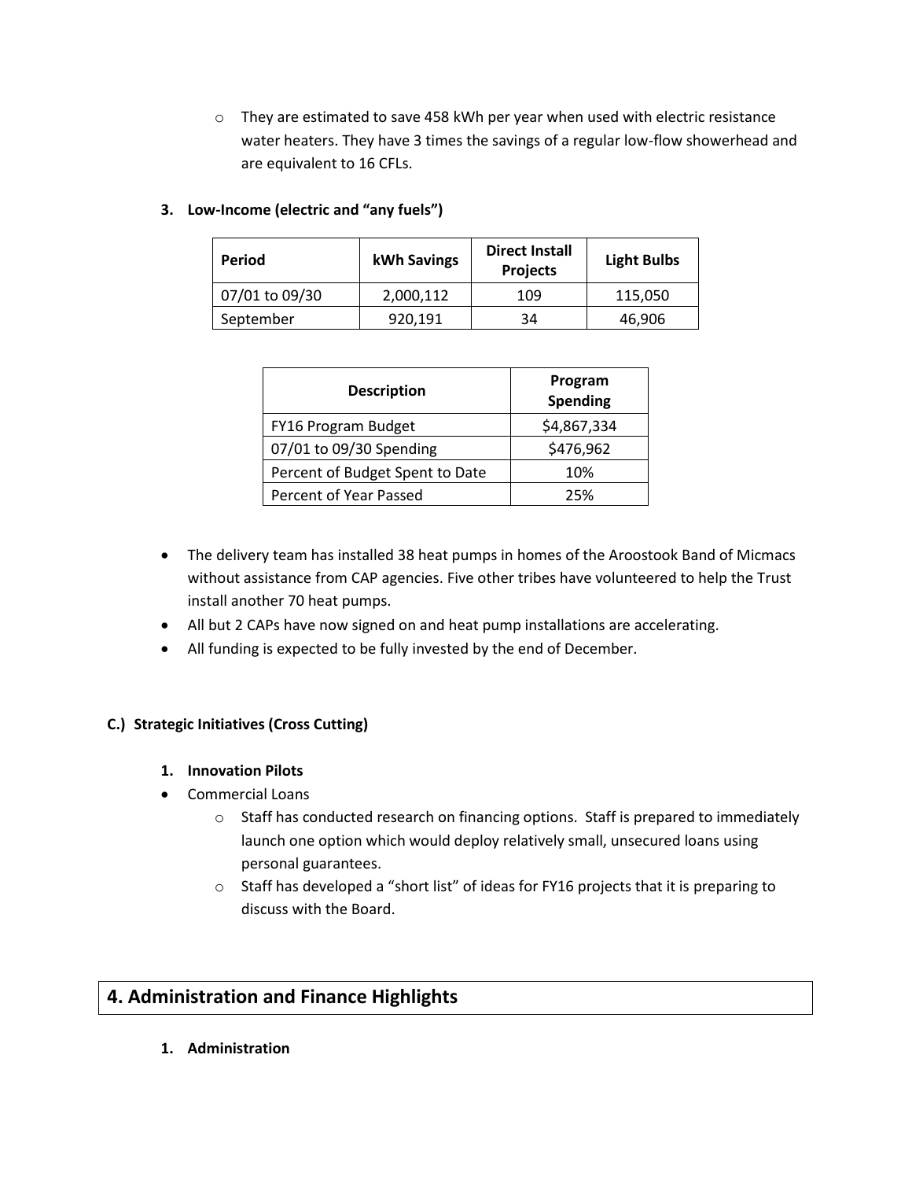- They are estimated to save 458 kWh per year when used with electric resistance water heaters. They have 3 times the savings of a regular low-flow showerhead and are equivalent to 16 CFLs.

### 3. Low-Income (electric and "any fuels")

| Period | kWh Savings | Direct Install Projects | Light Bulbs |
|---|---|---|---|
| 07/01 to 09/30 | 2,000,112 | 109 | 115,050 |
| September | 920,191 | 34 | 46,906 |

| Description | Program Spending |
|---|---|
| FY16 Program Budget | $4,867,334 |
| 07/01 to 09/30 Spending | $476,962 |
| Percent of Budget Spent to Date | 10% |
| Percent of Year Passed | 25% |

- The delivery team has installed 38 heat pumps in homes of the Aroostook Band of Micmacs without assistance from CAP agencies. Five other tribes have volunteered to help the Trust install another 70 heat pumps.
- All but 2 CAPs have now signed on and heat pump installations are accelerating.
- All funding is expected to be fully invested by the end of December.

### C.) Strategic Initiatives (Cross Cutting)

#### 1. Innovation Pilots

- Commercial Loans
  - Staff has conducted research on financing options. Staff is prepared to immediately launch one option which would deploy relatively small, unsecured loans using personal guarantees.
  - Staff has developed a "short list" of ideas for FY16 projects that it is preparing to discuss with the Board.

## 4. Administration and Finance Highlights

#### 1. Administration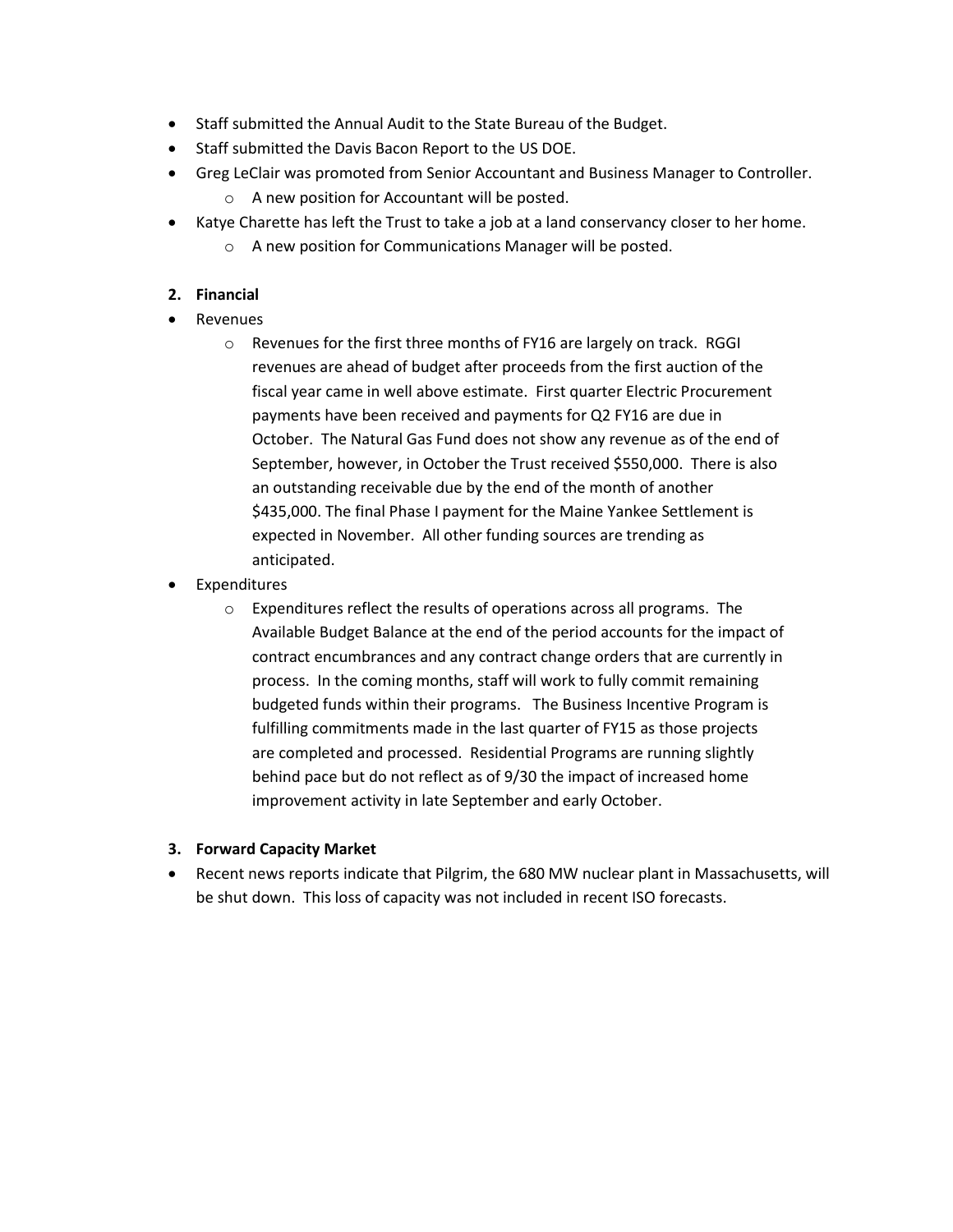- Staff submitted the Annual Audit to the State Bureau of the Budget.
- Staff submitted the Davis Bacon Report to the US DOE.
- Greg LeClair was promoted from Senior Accountant and Business Manager to Controller.
  - A new position for Accountant will be posted.
- Katye Charette has left the Trust to take a job at a land conservancy closer to her home.
  - A new position for Communications Manager will be posted.

**2. Financial**

- Revenues
  - Revenues for the first three months of FY16 are largely on track. RGGI revenues are ahead of budget after proceeds from the first auction of the fiscal year came in well above estimate. First quarter Electric Procurement payments have been received and payments for Q2 FY16 are due in October. The Natural Gas Fund does not show any revenue as of the end of September, however, in October the Trust received $550,000. There is also an outstanding receivable due by the end of the month of another $435,000. The final Phase I payment for the Maine Yankee Settlement is expected in November. All other funding sources are trending as anticipated.
- Expenditures
  - Expenditures reflect the results of operations across all programs. The Available Budget Balance at the end of the period accounts for the impact of contract encumbrances and any contract change orders that are currently in process. In the coming months, staff will work to fully commit remaining budgeted funds within their programs. The Business Incentive Program is fulfilling commitments made in the last quarter of FY15 as those projects are completed and processed. Residential Programs are running slightly behind pace but do not reflect as of 9/30 the impact of increased home improvement activity in late September and early October.

**3. Forward Capacity Market**

- Recent news reports indicate that Pilgrim, the 680 MW nuclear plant in Massachusetts, will be shut down. This loss of capacity was not included in recent ISO forecasts.